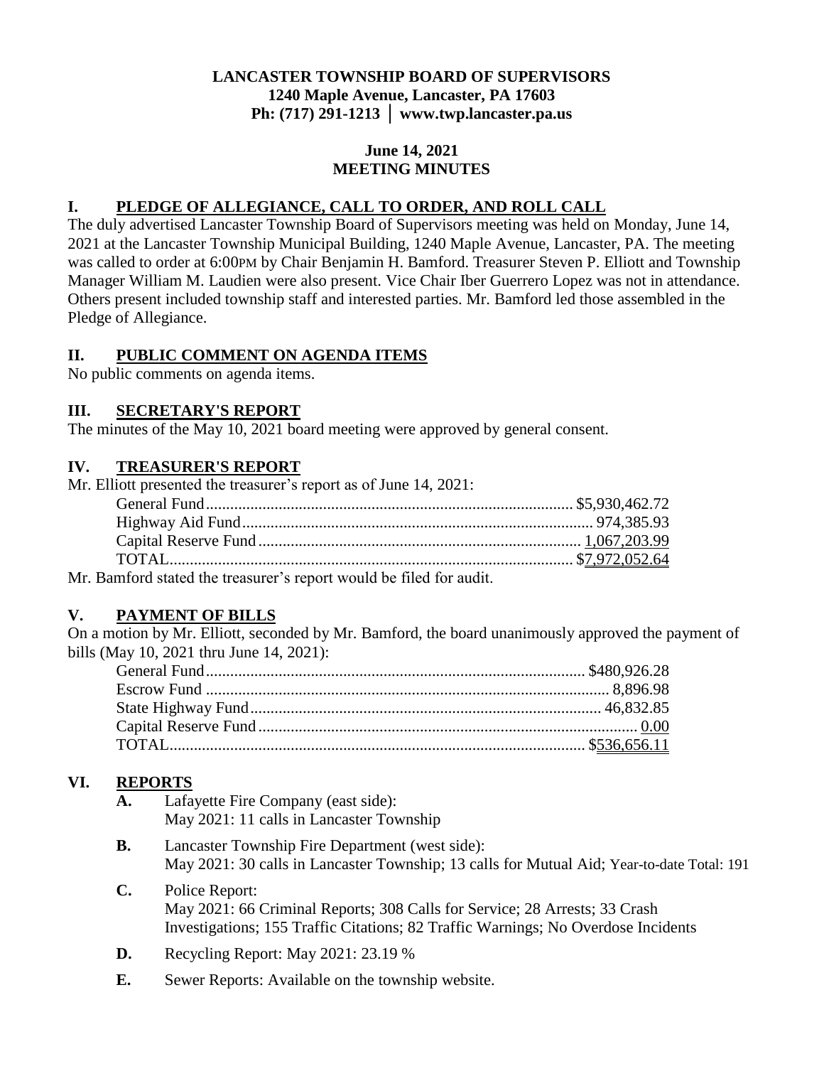**LANCASTER TOWNSHIP BOARD OF SUPERVISORS**
**1240 Maple Avenue, Lancaster, PA 17603**
**Ph: (717) 291-1213 │ www.twp.lancaster.pa.us**

**June 14, 2021**
**MEETING MINUTES**

## I. PLEDGE OF ALLEGIANCE, CALL TO ORDER, AND ROLL CALL

The duly advertised Lancaster Township Board of Supervisors meeting was held on Monday, June 14, 2021 at the Lancaster Township Municipal Building, 1240 Maple Avenue, Lancaster, PA. The meeting was called to order at 6:00PM by Chair Benjamin H. Bamford. Treasurer Steven P. Elliott and Township Manager William M. Laudien were also present. Vice Chair Iber Guerrero Lopez was not in attendance. Others present included township staff and interested parties. Mr. Bamford led those assembled in the Pledge of Allegiance.

## II. PUBLIC COMMENT ON AGENDA ITEMS

No public comments on agenda items.

## III. SECRETARY'S REPORT

The minutes of the May 10, 2021 board meeting were approved by general consent.

## IV. TREASURER'S REPORT

Mr. Elliott presented the treasurer's report as of June 14, 2021:

| | |
|---|---|
| General Fund | \$5,930,462.72 |
| Highway Aid Fund | 974,385.93 |
| Capital Reserve Fund | 1,067,203.99 |
| TOTAL | \$7,972,052.64 |

Mr. Bamford stated the treasurer's report would be filed for audit.

## V. PAYMENT OF BILLS

On a motion by Mr. Elliott, seconded by Mr. Bamford, the board unanimously approved the payment of bills (May 10, 2021 thru June 14, 2021):

| | |
|---|---|
| General Fund | \$480,926.28 |
| Escrow Fund | 8,896.98 |
| State Highway Fund | 46,832.85 |
| Capital Reserve Fund | 0.00 |
| TOTAL | \$536,656.11 |

## VI. REPORTS

**A.** Lafayette Fire Company (east side):
May 2021: 11 calls in Lancaster Township

**B.** Lancaster Township Fire Department (west side):
May 2021: 30 calls in Lancaster Township; 13 calls for Mutual Aid; Year-to-date Total: 191

**C.** Police Report:
May 2021: 66 Criminal Reports; 308 Calls for Service; 28 Arrests; 33 Crash Investigations; 155 Traffic Citations; 82 Traffic Warnings; No Overdose Incidents

**D.** Recycling Report: May 2021: 23.19 %

**E.** Sewer Reports: Available on the township website.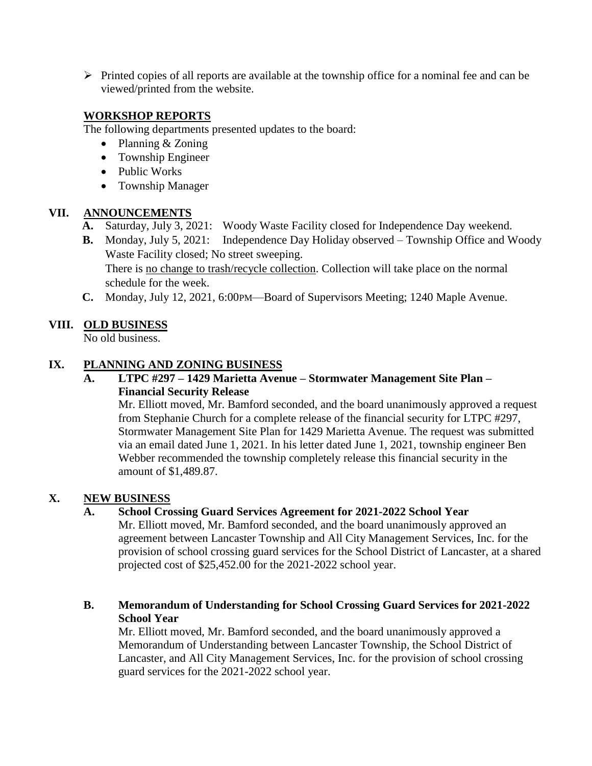- Printed copies of all reports are available at the township office for a nominal fee and can be viewed/printed from the website.

**WORKSHOP REPORTS**

The following departments presented updates to the board:

- Planning & Zoning
- Township Engineer
- Public Works
- Township Manager

## VII. ANNOUNCEMENTS

**A.** Saturday, July 3, 2021: Woody Waste Facility closed for Independence Day weekend.

**B.** Monday, July 5, 2021: Independence Day Holiday observed – Township Office and Woody Waste Facility closed; No street sweeping.
There is no change to trash/recycle collection. Collection will take place on the normal schedule for the week.

**C.** Monday, July 12, 2021, 6:00PM—Board of Supervisors Meeting; 1240 Maple Avenue.

## VIII. OLD BUSINESS

No old business.

## IX. PLANNING AND ZONING BUSINESS

### A. LTPC #297 – 1429 Marietta Avenue – Stormwater Management Site Plan – Financial Security Release

Mr. Elliott moved, Mr. Bamford seconded, and the board unanimously approved a request from Stephanie Church for a complete release of the financial security for LTPC #297, Stormwater Management Site Plan for 1429 Marietta Avenue. The request was submitted via an email dated June 1, 2021. In his letter dated June 1, 2021, township engineer Ben Webber recommended the township completely release this financial security in the amount of $1,489.87.

## X. NEW BUSINESS

### A. School Crossing Guard Services Agreement for 2021-2022 School Year

Mr. Elliott moved, Mr. Bamford seconded, and the board unanimously approved an agreement between Lancaster Township and All City Management Services, Inc. for the provision of school crossing guard services for the School District of Lancaster, at a shared projected cost of $25,452.00 for the 2021-2022 school year.

### B. Memorandum of Understanding for School Crossing Guard Services for 2021-2022 School Year

Mr. Elliott moved, Mr. Bamford seconded, and the board unanimously approved a Memorandum of Understanding between Lancaster Township, the School District of Lancaster, and All City Management Services, Inc. for the provision of school crossing guard services for the 2021-2022 school year.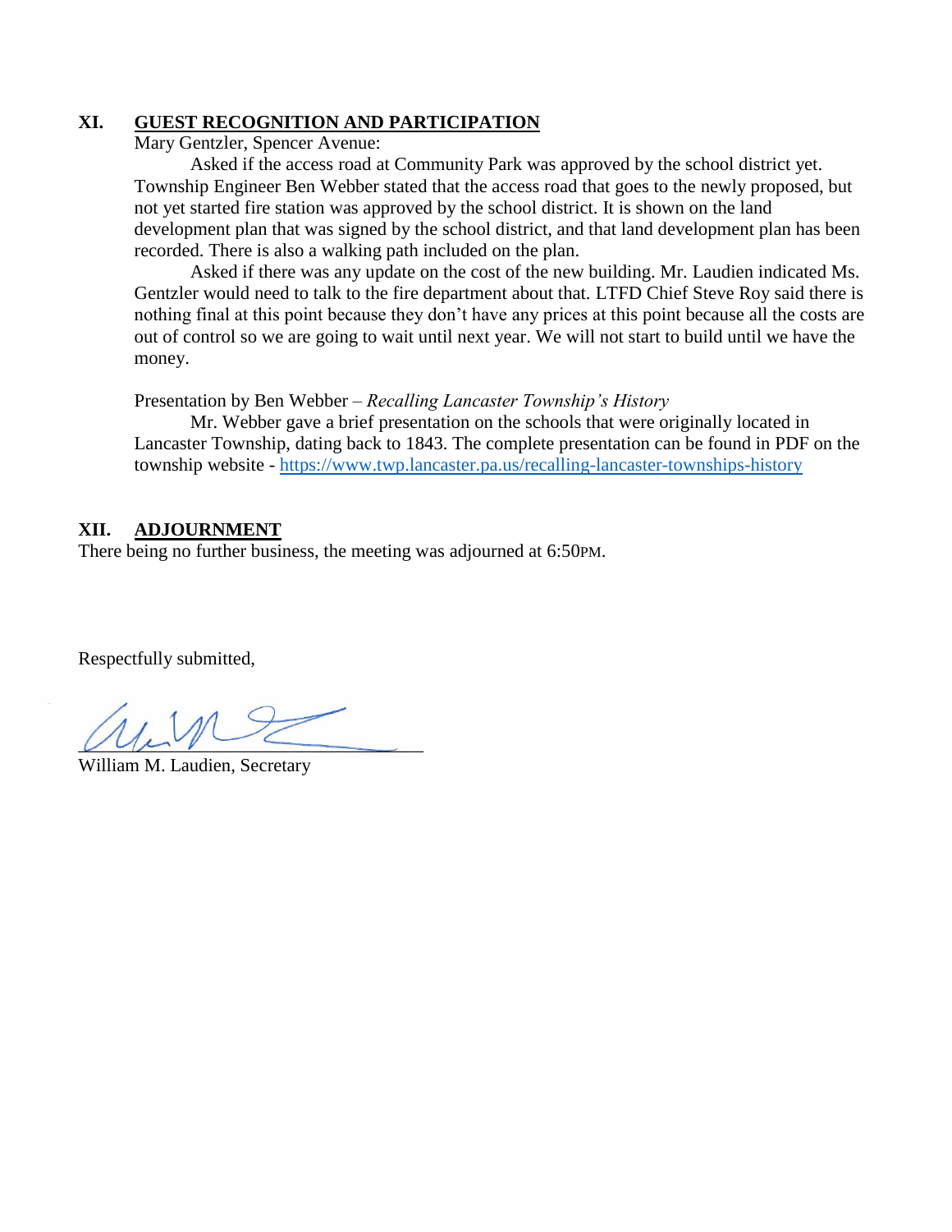## XI. GUEST RECOGNITION AND PARTICIPATION

Mary Gentzler, Spencer Avenue:

Asked if the access road at Community Park was approved by the school district yet. Township Engineer Ben Webber stated that the access road that goes to the newly proposed, but not yet started fire station was approved by the school district. It is shown on the land development plan that was signed by the school district, and that land development plan has been recorded. There is also a walking path included on the plan.

Asked if there was any update on the cost of the new building. Mr. Laudien indicated Ms. Gentzler would need to talk to the fire department about that. LTFD Chief Steve Roy said there is nothing final at this point because they don't have any prices at this point because all the costs are out of control so we are going to wait until next year. We will not start to build until we have the money.

Presentation by Ben Webber – *Recalling Lancaster Township's History*

Mr. Webber gave a brief presentation on the schools that were originally located in Lancaster Township, dating back to 1843. The complete presentation can be found in PDF on the township website - https://www.twp.lancaster.pa.us/recalling-lancaster-townships-history

## XII. ADJOURNMENT

There being no further business, the meeting was adjourned at 6:50PM.

Respectfully submitted,

William M. Laudien, Secretary